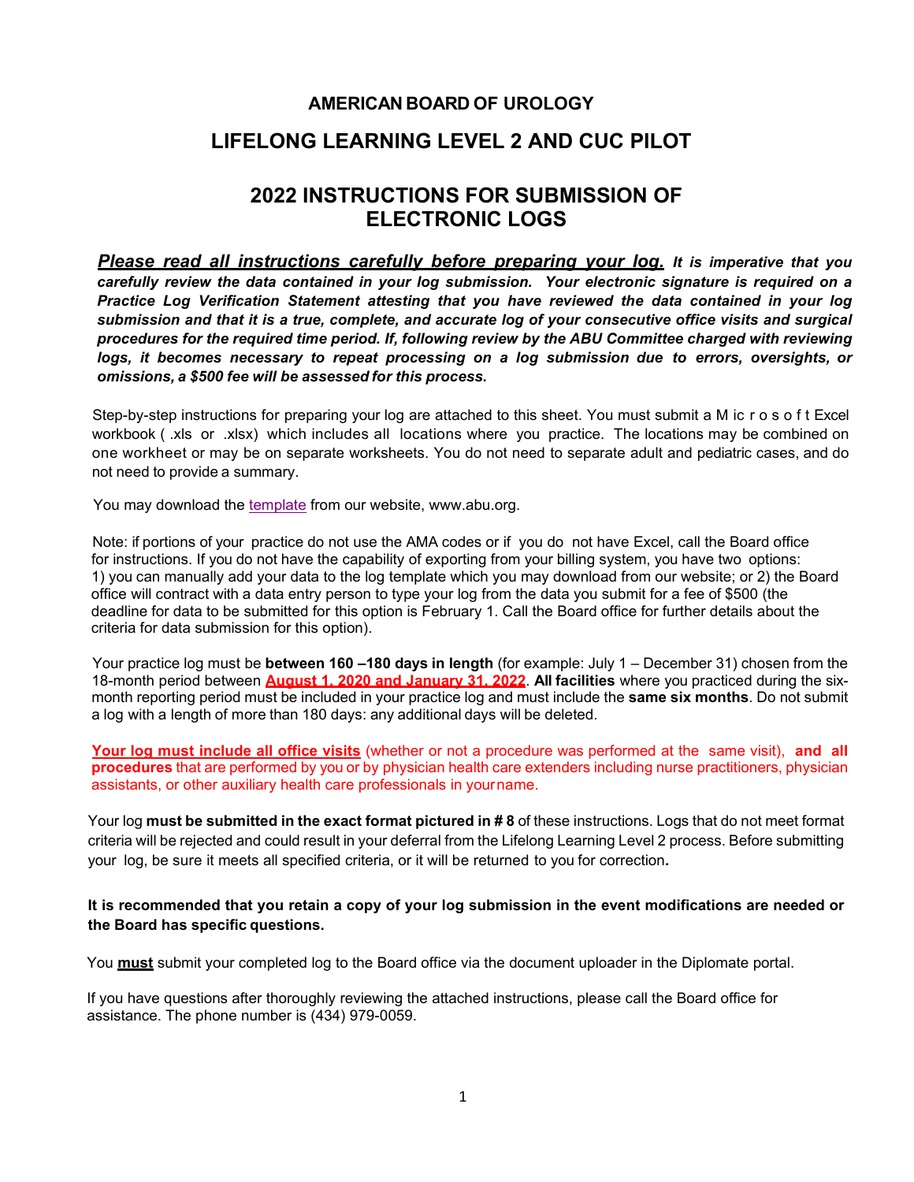# AMERICAN BOARD OF UROLOGY

## LIFELONG LEARNING LEVEL 2 AND CUC PILOT

## 2022 INSTRUCTIONS FOR SUBMISSION OF ELECTRONIC LOGS

***Please read all instructions carefully before preparing your log.*** ***It is imperative that you carefully review the data contained in your log submission. Your electronic signature is required on a Practice Log Verification Statement attesting that you have reviewed the data contained in your log submission and that it is a true, complete, and accurate log of your consecutive office visits and surgical procedures for the required time period. If, following review by the ABU Committee charged with reviewing logs, it becomes necessary to repeat processing on a log submission due to errors, oversights, or omissions, a $500 fee will be assessed for this process.***

Step-by-step instructions for preparing your log are attached to this sheet. You must submit a Microsoft Excel workbook ( .xls or .xlsx) which includes all locations where you practice. The locations may be combined on one workheet or may be on separate worksheets. You do not need to separate adult and pediatric cases, and do not need to provide a summary.

You may download the template from our website, www.abu.org.

Note: if portions of your practice do not use the AMA codes or if you do not have Excel, call the Board office for instructions. If you do not have the capability of exporting from your billing system, you have two options: 1) you can manually add your data to the log template which you may download from our website; or 2) the Board office will contract with a data entry person to type your log from the data you submit for a fee of $500 (the deadline for data to be submitted for this option is February 1. Call the Board office for further details about the criteria for data submission for this option).

Your practice log must be **between 160 –180 days in length** (for example: July 1 – December 31) chosen from the 18-month period between **August 1, 2020 and January 31, 2022**. **All facilities** where you practiced during the six-month reporting period must be included in your practice log and must include the **same six months**. Do not submit a log with a length of more than 180 days: any additional days will be deleted.

**Your log must include all office visits** (whether or not a procedure was performed at the same visit), **and all procedures** that are performed by you or by physician health care extenders including nurse practitioners, physician assistants, or other auxiliary health care professionals in your name.

Your log **must be submitted in the exact format pictured in # 8** of these instructions. Logs that do not meet format criteria will be rejected and could result in your deferral from the Lifelong Learning Level 2 process. Before submitting your log, be sure it meets all specified criteria, or it will be returned to you for correction**.**

**It is recommended that you retain a copy of your log submission in the event modifications are needed or the Board has specific questions.**

You **must** submit your completed log to the Board office via the document uploader in the Diplomate portal.

If you have questions after thoroughly reviewing the attached instructions, please call the Board office for assistance. The phone number is (434) 979-0059.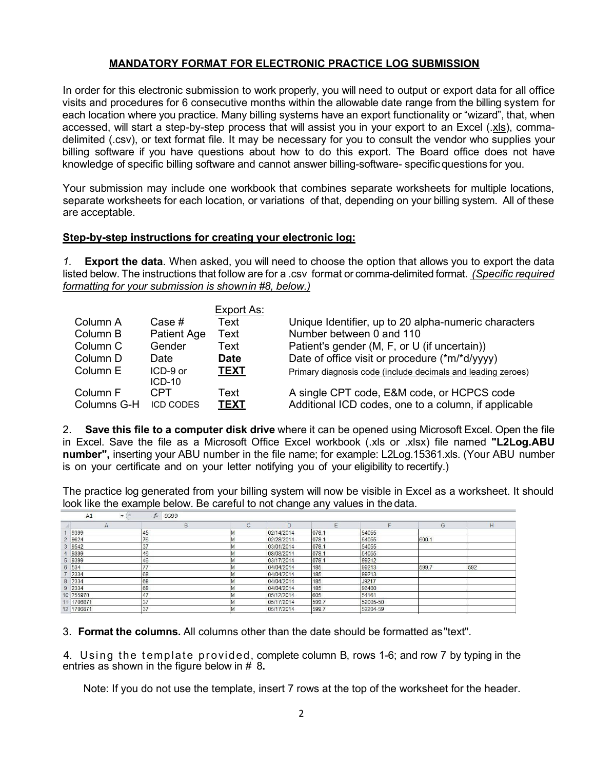## MANDATORY FORMAT FOR ELECTRONIC PRACTICE LOG SUBMISSION

In order for this electronic submission to work properly, you will need to output or export data for all office visits and procedures for 6 consecutive months within the allowable date range from the billing system for each location where you practice. Many billing systems have an export functionality or "wizard", that, when accessed, will start a step-by-step process that will assist you in your export to an Excel (.xls), comma-delimited (.csv), or text format file. It may be necessary for you to consult the vendor who supplies your billing software if you have questions about how to do this export. The Board office does not have knowledge of specific billing software and cannot answer billing-software- specific questions for you.

Your submission may include one workbook that combines separate worksheets for multiple locations, separate worksheets for each location, or variations of that, depending on your billing system. All of these are acceptable.

### Step-by-step instructions for creating your electronic log:

*1.* **Export the data**. When asked, you will need to choose the option that allows you to export the data listed below. The instructions that follow are for a .csv format or comma-delimited format. *(Specific required formatting for your submission is shown in #8, below.)*

| | | Export As: | |
|---|---|---|---|
| Column A | Case # | Text | Unique Identifier, up to 20 alpha-numeric characters |
| Column B | Patient Age | Text | Number between 0 and 110 |
| Column C | Gender | Text | Patient's gender (M, F, or U (if uncertain)) |
| Column D | Date | **Date** | Date of office visit or procedure (*m/*d/yyyy) |
| Column E | ICD-9 or ICD-10 | **TEXT** | Primary diagnosis code (include decimals and leading zeroes) |
| Column F | CPT | Text | A single CPT code, E&M code, or HCPCS code |
| Columns G-H | ICD CODES | **TEXT** | Additional ICD codes, one to a column, if applicable |

2. **Save this file to a computer disk drive** where it can be opened using Microsoft Excel. Open the file in Excel. Save the file as a Microsoft Office Excel workbook (.xls or .xlsx) file named **"L2Log.ABU number",** inserting your ABU number in the file name; for example: L2Log.15361.xls. (Your ABU number is on your certificate and on your letter notifying you of your eligibility to recertify.)

The practice log generated from your billing system will now be visible in Excel as a worksheet. It should look like the example below. Be careful to not change any values in the data.

A1 | *fx* 9399

| | A | B | C | D | E | F | G | H |
|---|---|---|---|---|---|---|---|---|
| 1 | 9399 | 45 | M | 02/14/2014 | 078.1 | 54055 | | |
| 2 | 9624 | 76 | M | 02/28/2014 | 078.1 | 54055 | 600.1 | |
| 3 | 9542 | 37 | M | 03/01/2014 | 078.1 | 54055 | | |
| 4 | 9399 | 46 | M | 03/03/2014 | 078.1 | 54055 | | |
| 5 | 9399 | 46 | M | 03/17/2014 | 078.1 | 99212 | | |
| 6 | 534 | 77 | M | 04/04/2014 | 185 | 99213 | 599.7 | 592 |
| 7 | 2334 | 68 | M | 04/04/2014 | 185 | 99213 | | |
| 8 | 2334 | 68 | M | 04/04/2014 | 185 | J9217 | | |
| 9 | 2334 | 68 | M | 04/04/2014 | 185 | 96400 | | |
| 10 | 255970 | 47 | M | 05/12/2014 | 605 | 54161 | | |
| 11 | 1706871 | 37 | M | 05/17/2014 | 599.7 | 52005-50 | | |
| 12 | 1706871 | 37 | M | 05/17/2014 | 599.7 | 52204-59 | | |

3. **Format the columns.** All columns other than the date should be formatted as "text".

4. Using the template provided, complete column B, rows 1-6; and row 7 by typing in the entries as shown in the figure below in # 8**.**

Note: If you do not use the template, insert 7 rows at the top of the worksheet for the header.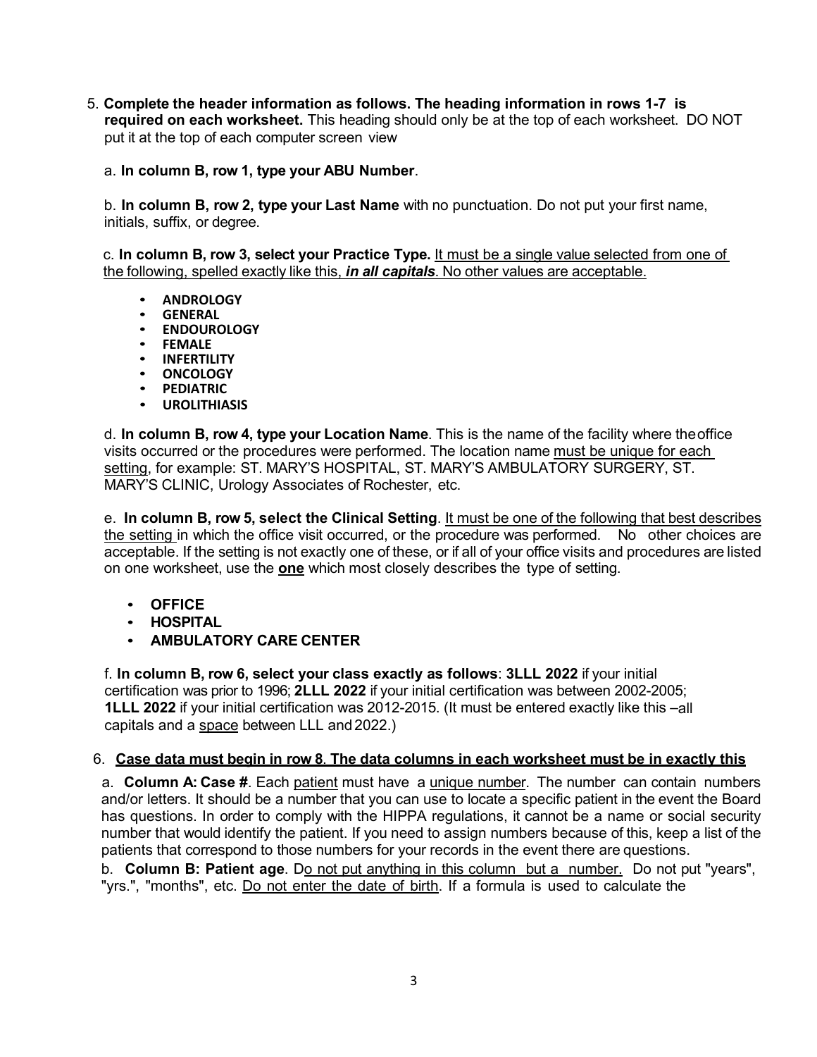5. **Complete the header information as follows. The heading information in rows 1-7 is required on each worksheet.** This heading should only be at the top of each worksheet. DO NOT put it at the top of each computer screen view

   a. **In column B, row 1, type your ABU Number**.

   b. **In column B, row 2, type your Last Name** with no punctuation. Do not put your first name, initials, suffix, or degree.

   c. **In column B, row 3, select your Practice Type.** It must be a single value selected from one of the following, spelled exactly like this, ***in all capitals***. No other values are acceptable.

   - **ANDROLOGY**
   - **GENERAL**
   - **ENDOUROLOGY**
   - **FEMALE**
   - **INFERTILITY**
   - **ONCOLOGY**
   - **PEDIATRIC**
   - **UROLITHIASIS**

   d. **In column B, row 4, type your Location Name**. This is the name of the facility where the office visits occurred or the procedures were performed. The location name must be unique for each setting, for example: ST. MARY'S HOSPITAL, ST. MARY'S AMBULATORY SURGERY, ST. MARY'S CLINIC, Urology Associates of Rochester, etc.

   e. **In column B, row 5, select the Clinical Setting**. It must be one of the following that best describes the setting in which the office visit occurred, or the procedure was performed. No other choices are acceptable. If the setting is not exactly one of these, or if all of your office visits and procedures are listed on one worksheet, use the **one** which most closely describes the type of setting.

   - **OFFICE**
   - **HOSPITAL**
   - **AMBULATORY CARE CENTER**

   f. **In column B, row 6, select your class exactly as follows**: **3LLL 2022** if your initial certification was prior to 1996; **2LLL 2022** if your initial certification was between 2002-2005; **1LLL 2022** if your initial certification was 2012-2015. (It must be entered exactly like this –all capitals and a space between LLL and 2022.)

6. **Case data must begin in row 8**. **The data columns in each worksheet must be in exactly this**

   a. **Column A: Case #**. Each patient must have a unique number. The number can contain numbers and/or letters. It should be a number that you can use to locate a specific patient in the event the Board has questions. In order to comply with the HIPPA regulations, it cannot be a name or social security number that would identify the patient. If you need to assign numbers because of this, keep a list of the patients that correspond to those numbers for your records in the event there are questions.

   b. **Column B: Patient age**. Do not put anything in this column but a number. Do not put "years", "yrs.", "months", etc. Do not enter the date of birth. If a formula is used to calculate the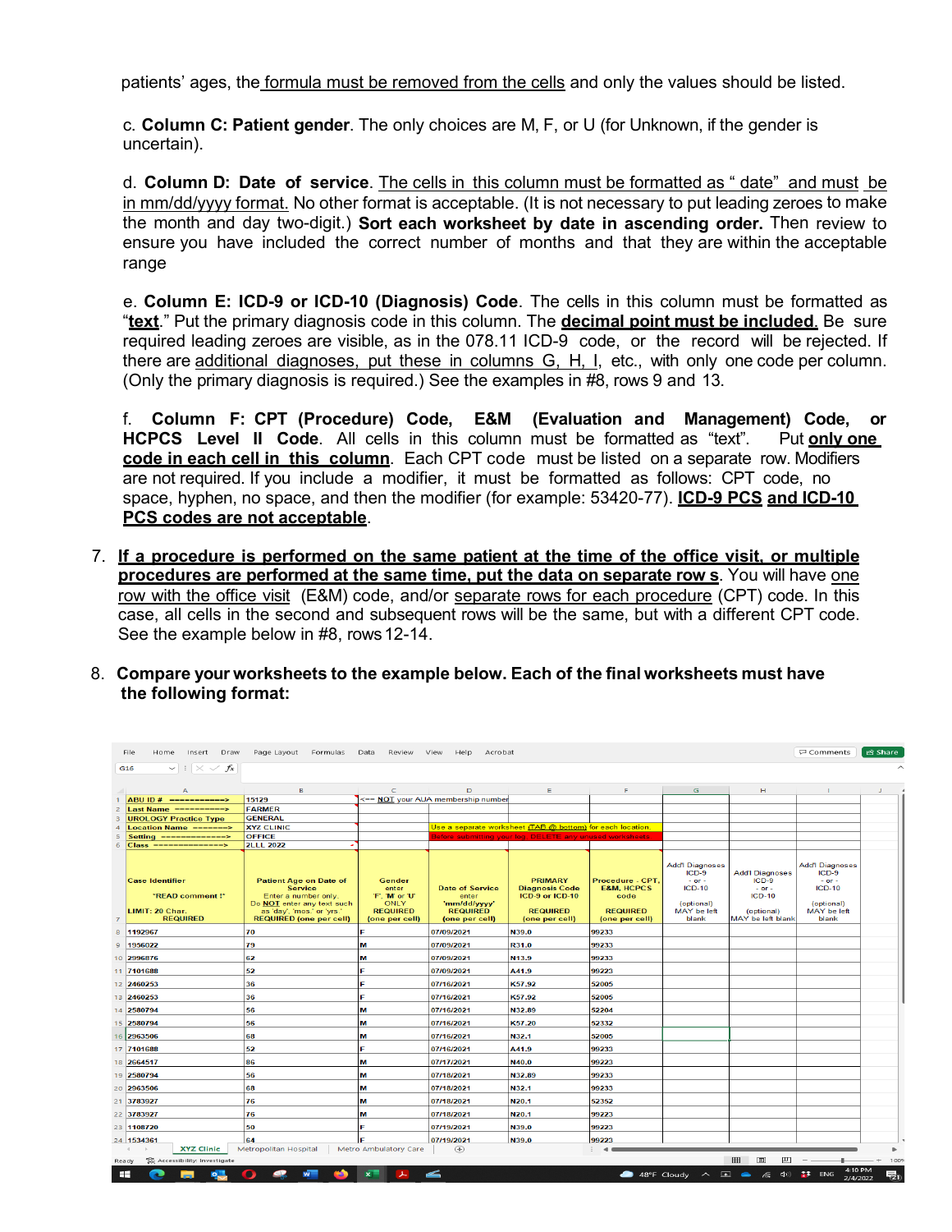patients' ages, the formula must be removed from the cells and only the values should be listed.

c. **Column C: Patient gender**. The only choices are M, F, or U (for Unknown, if the gender is uncertain).

d. **Column D: Date of service**. The cells in this column must be formatted as " date" and must be in mm/dd/yyyy format. No other format is acceptable. (It is not necessary to put leading zeroes to make the month and day two-digit.) **Sort each worksheet by date in ascending order.** Then review to ensure you have included the correct number of months and that they are within the acceptable range

e. **Column E: ICD-9 or ICD-10 (Diagnosis) Code**. The cells in this column must be formatted as "**text**." Put the primary diagnosis code in this column. The **decimal point must be included.** Be sure required leading zeroes are visible, as in the 078.11 ICD-9 code, or the record will be rejected. If there are additional diagnoses, put these in columns G, H, I, etc., with only one code per column. (Only the primary diagnosis is required.) See the examples in #8, rows 9 and 13.

f. **Column F: CPT (Procedure) Code, E&M (Evaluation and Management) Code, or HCPCS Level II Code**. All cells in this column must be formatted as "text". Put **only one code in each cell in this column**. Each CPT code must be listed on a separate row. Modifiers are not required. If you include a modifier, it must be formatted as follows: CPT code, no space, hyphen, no space, and then the modifier (for example: 53420-77). **ICD-9 PCS and ICD-10 PCS codes are not acceptable**.

7. **If a procedure is performed on the same patient at the time of the office visit, or multiple procedures are performed at the same time, put the data on separate row s**. You will have one row with the office visit (E&M) code, and/or separate rows for each procedure (CPT) code. In this case, all cells in the second and subsequent rows will be the same, but with a different CPT code. See the example below in #8, rows 12-14.

8. **Compare your worksheets to the example below. Each of the final worksheets must have the following format:**

| | A | B | C | D | E | F | G | H | I |
|---|---|---|---|---|---|---|---|---|---|
| 1 | ABU ID # ===========> | 15129 | <== NOT your AUA membership number | | | | | | |
| 2 | Last Name ==========> | FARMER | | | | | | | |
| 3 | UROLOGY Practice Type | GENERAL | | | | | | | |
| 4 | Location Name =======> | XYZ CLINIC | | Use a separate worksheet (TAB @ bottom) for each location | | | | | |
| 5 | Setting ============> | OFFICE | | Before submitting your log, DELETE any unused worksheets | | | | | |
| 6 | Class ==============> | 2LLL 2022 | | | | | | | |
| 7 | Case Identifier "READ comment !" LIMIT: 20 Char. REQUIRED | Patient Age on Date of Service Enter a number only. Do NOT enter any text such as 'day', 'mos.' or 'yrs' REQUIRED (one per cell) | Gender enter 'F', 'M' or 'U' ONLY REQUIRED (one per cell) | Date of Service enter 'mm/dd/yyyy' REQUIRED (one per cell) | PRIMARY Diagnosis Code ICD-9 or ICD-10 REQUIRED (one per cell) | Procedure - CPT, E&M, HCPCS code REQUIRED (one per cell) | Add'l Diagnoses ICD-9 - or - ICD-10 (optional) MAY be left blank | Add'l Diagnoses ICD-9 - or - ICD-10 (optional) MAY be left blank | Add'l Diagnoses ICD-9 - or - ICD-10 (optional) MAY be left blank |
| 8 | 1192967 | 70 | F | 07/09/2021 | N39.0 | 99233 | | | |
| 9 | 1956022 | 79 | M | 07/09/2021 | R31.0 | 99233 | | | |
| 10 | 2996876 | 62 | M | 07/09/2021 | N13.9 | 99233 | | | |
| 11 | 7101688 | 52 | F | 07/09/2021 | A41.9 | 99223 | | | |
| 12 | 2460253 | 36 | F | 07/16/2021 | K57.92 | 52005 | | | |
| 13 | 2460253 | 36 | F | 07/16/2021 | K57.92 | 52005 | | | |
| 14 | 2580794 | 56 | M | 07/16/2021 | N32.89 | 52204 | | | |
| 15 | 2580794 | 56 | M | 07/16/2021 | K57.20 | 52332 | | | |
| 16 | 2963506 | 68 | M | 07/16/2021 | N32.1 | 52005 | | | |
| 17 | 7101688 | 52 | F | 07/16/2021 | A41.9 | 99233 | | | |
| 18 | 2664517 | 86 | M | 07/17/2021 | N40.0 | 99223 | | | |
| 19 | 2580794 | 56 | M | 07/18/2021 | N32.89 | 99233 | | | |
| 20 | 2963506 | 68 | M | 07/18/2021 | N32.1 | 99233 | | | |
| 21 | 3783927 | 76 | M | 07/18/2021 | N20.1 | 52352 | | | |
| 22 | 3783927 | 76 | M | 07/18/2021 | N20.1 | 99223 | | | |
| 23 | 1108720 | 50 | F | 07/19/2021 | N39.0 | 99223 | | | |
| 24 | 1534361 | 64 | F | 07/19/2021 | N39.0 | 99223 | | | |

Worksheet tabs: XYZ Clinic | Metropolitan Hospital | Metro Ambulatory Care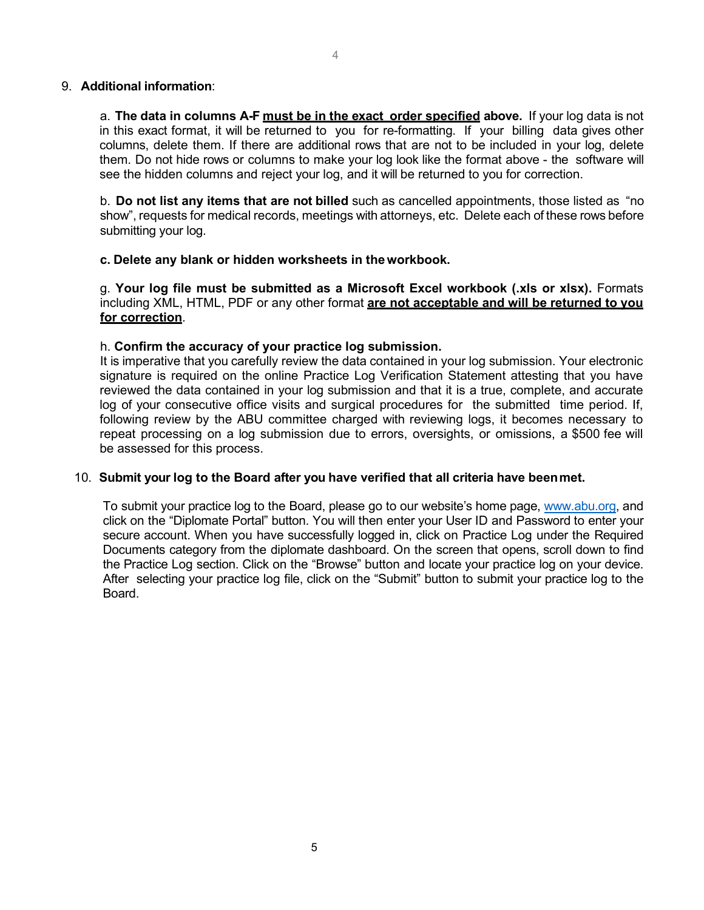9. **Additional information**:

   a. **The data in columns A-F** **<u>must be in the exact order specified</u>** **above.** If your log data is not in this exact format, it will be returned to you for re-formatting. If your billing data gives other columns, delete them. If there are additional rows that are not to be included in your log, delete them. Do not hide rows or columns to make your log look like the format above - the software will see the hidden columns and reject your log, and it will be returned to you for correction.

   b. **Do not list any items that are not billed** such as cancelled appointments, those listed as "no show", requests for medical records, meetings with attorneys, etc. Delete each of these rows before submitting your log.

   **c. Delete any blank or hidden worksheets in the workbook.**

   g. **Your log file must be submitted as a Microsoft Excel workbook (.xls or xlsx).** Formats including XML, HTML, PDF or any other format **<u>are not acceptable and will be returned to you for correction</u>**.

   h. **Confirm the accuracy of your practice log submission.**
   It is imperative that you carefully review the data contained in your log submission. Your electronic signature is required on the online Practice Log Verification Statement attesting that you have reviewed the data contained in your log submission and that it is a true, complete, and accurate log of your consecutive office visits and surgical procedures for the submitted time period. If, following review by the ABU committee charged with reviewing logs, it becomes necessary to repeat processing on a log submission due to errors, oversights, or omissions, a $500 fee will be assessed for this process.

10. **Submit your log to the Board after you have verified that all criteria have been met.**

    To submit your practice log to the Board, please go to our website's home page, www.abu.org, and click on the "Diplomate Portal" button. You will then enter your User ID and Password to enter your secure account. When you have successfully logged in, click on Practice Log under the Required Documents category from the diplomate dashboard. On the screen that opens, scroll down to find the Practice Log section. Click on the "Browse" button and locate your practice log on your device. After selecting your practice log file, click on the "Submit" button to submit your practice log to the Board.